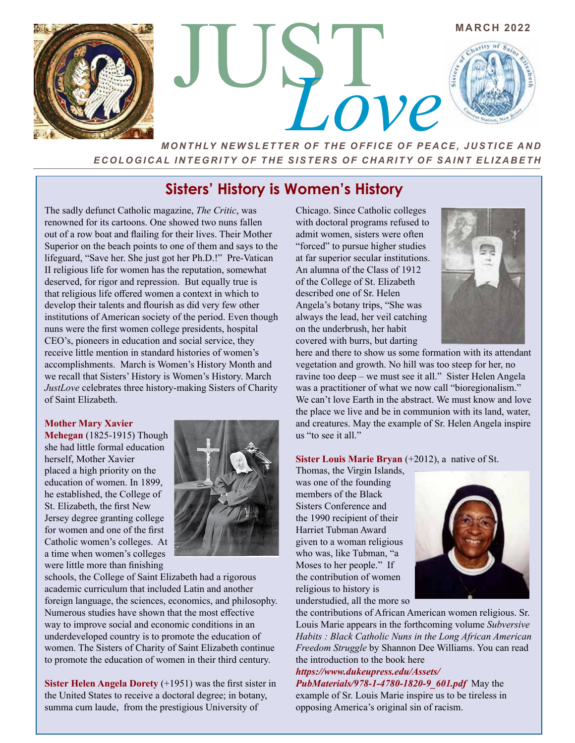# JUST *Love*

MARCH 2022

***MONTHLY NEWSLETTER OF THE OFFICE OF PEACE, JUSTICE AND ECOLOGICAL INTEGRITY OF THE SISTERS OF CHARITY OF SAINT ELIZABETH***

## Sisters' History is Women's History

The sadly defunct Catholic magazine, *The Critic*, was renowned for its cartoons. One showed two nuns fallen out of a row boat and flailing for their lives. Their Mother Superior on the beach points to one of them and says to the lifeguard, "Save her. She just got her Ph.D.!" Pre-Vatican II religious life for women has the reputation, somewhat deserved, for rigor and repression. But equally true is that religious life offered women a context in which to develop their talents and flourish as did very few other institutions of American society of the period. Even though nuns were the first women college presidents, hospital CEO's, pioneers in education and social service, they receive little mention in standard histories of women's accomplishments. March is Women's History Month and we recall that Sisters' History is Women's History. March *JustLove* celebrates three history-making Sisters of Charity of Saint Elizabeth.

**Mother Mary Xavier Mehegan** (1825-1915) Though she had little formal education herself, Mother Xavier placed a high priority on the education of women. In 1899, he established, the College of St. Elizabeth, the first New Jersey degree granting college for women and one of the first Catholic women's colleges. At a time when women's colleges were little more than finishing schools, the College of Saint Elizabeth had a rigorous academic curriculum that included Latin and another foreign language, the sciences, economics, and philosophy. Numerous studies have shown that the most effective way to improve social and economic conditions in an underdeveloped country is to promote the education of women. The Sisters of Charity of Saint Elizabeth continue to promote the education of women in their third century.

**Sister Helen Angela Dorety** (+1951) was the first sister in the United States to receive a doctoral degree; in botany, summa cum laude, from the prestigious University of Chicago. Since Catholic colleges with doctoral programs refused to admit women, sisters were often "forced" to pursue higher studies at far superior secular institutions. An alumna of the Class of 1912 of the College of St. Elizabeth described one of Sr. Helen Angela's botany trips, "She was always the lead, her veil catching on the underbrush, her habit covered with burrs, but darting here and there to show us some formation with its attendant vegetation and growth. No hill was too steep for her, no ravine too deep – we must see it all." Sister Helen Angela was a practitioner of what we now call "bioregionalism." We can't love Earth in the abstract. We must know and love the place we live and be in communion with its land, water, and creatures. May the example of Sr. Helen Angela inspire us "to see it all."

**Sister Louis Marie Bryan** (+2012), a native of St. Thomas, the Virgin Islands, was one of the founding members of the Black Sisters Conference and the 1990 recipient of their Harriet Tubman Award given to a woman religious who was, like Tubman, "a Moses to her people." If the contribution of women religious to history is understudied, all the more so the contributions of African American women religious. Sr. Louis Marie appears in the forthcoming volume *Subversive Habits : Black Catholic Nuns in the Long African American Freedom Struggle* by Shannon Dee Williams. You can read the introduction to the book here ***https://www.dukeupress.edu/Assets/PubMaterials/978-1-4780-1820-9_601.pdf*** May the example of Sr. Louis Marie inspire us to be tireless in opposing America's original sin of racism.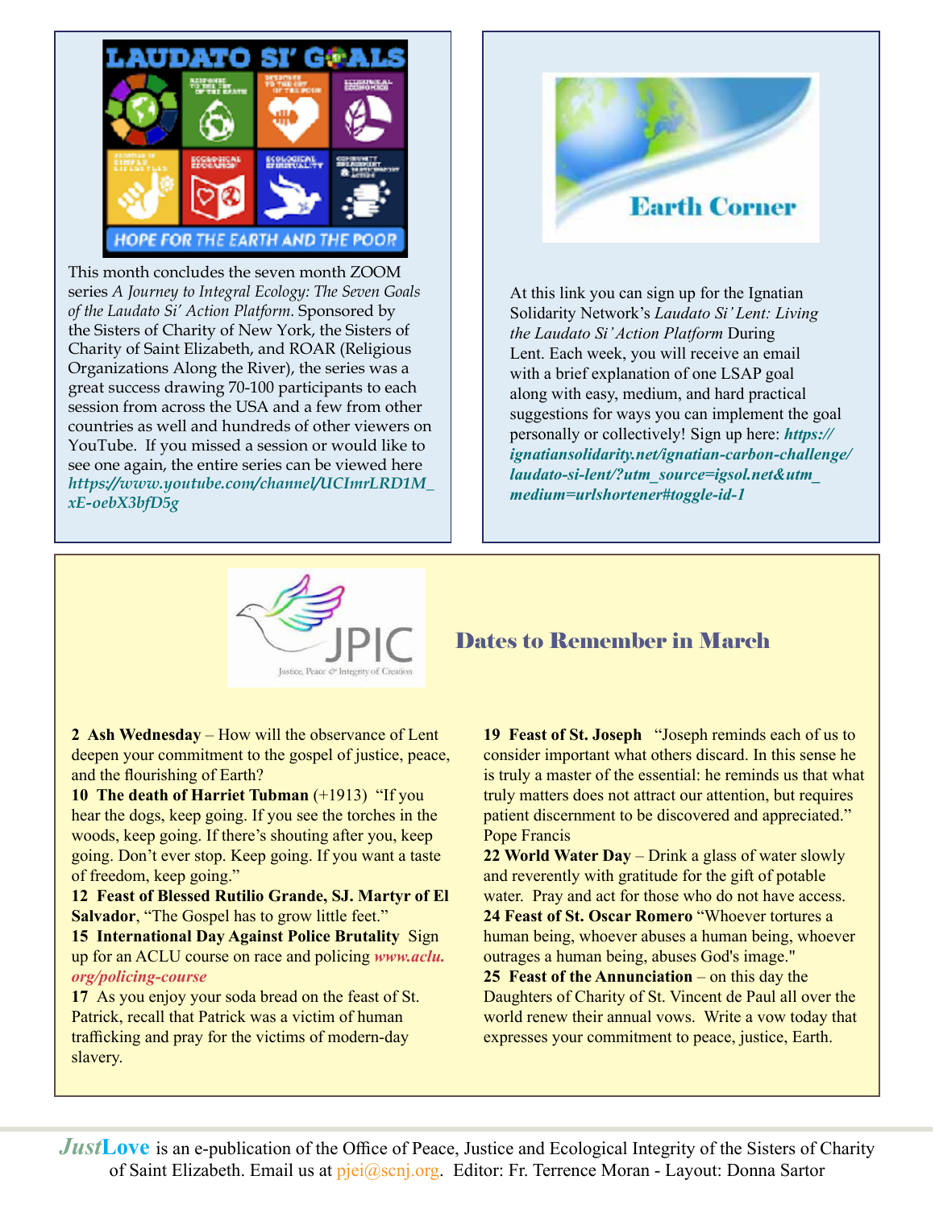This month concludes the seven month ZOOM series *A Journey to Integral Ecology: The Seven Goals of the Laudato Si' Action Platform*. Sponsored by the Sisters of Charity of New York, the Sisters of Charity of Saint Elizabeth, and ROAR (Religious Organizations Along the River), the series was a great success drawing 70-100 participants to each session from across the USA and a few from other countries as well and hundreds of other viewers on YouTube. If you missed a session or would like to see one again, the entire series can be viewed here ***https://www.youtube.com/channel/UCImrLRD1M_xE-oebX3bfD5g***

## Earth Corner

At this link you can sign up for the Ignatian Solidarity Network's *Laudato Si' Lent: Living the Laudato Si' Action Platform* During Lent. Each week, you will receive an email with a brief explanation of one LSAP goal along with easy, medium, and hard practical suggestions for ways you can implement the goal personally or collectively! Sign up here: ***https://ignatiansolidarity.net/ignatian-carbon-challenge/laudato-si-lent/?utm_source=igsol.net&utm_medium=urlshortener#toggle-id-1***

## Dates to Remember in March

**2 Ash Wednesday** – How will the observance of Lent deepen your commitment to the gospel of justice, peace, and the flourishing of Earth?

**10 The death of Harriet Tubman** (+1913) "If you hear the dogs, keep going. If you see the torches in the woods, keep going. If there's shouting after you, keep going. Don't ever stop. Keep going. If you want a taste of freedom, keep going."

**12 Feast of Blessed Rutilio Grande, SJ. Martyr of El Salvador**, "The Gospel has to grow little feet."

**15 International Day Against Police Brutality** Sign up for an ACLU course on race and policing ***www.aclu.org/policing-course***

**17** As you enjoy your soda bread on the feast of St. Patrick, recall that Patrick was a victim of human trafficking and pray for the victims of modern-day slavery.

**19 Feast of St. Joseph** "Joseph reminds each of us to consider important what others discard. In this sense he is truly a master of the essential: he reminds us that what truly matters does not attract our attention, but requires patient discernment to be discovered and appreciated." Pope Francis

**22 World Water Day** – Drink a glass of water slowly and reverently with gratitude for the gift of potable water. Pray and act for those who do not have access.

**24 Feast of St. Oscar Romero** "Whoever tortures a human being, whoever abuses a human being, whoever outrages a human being, abuses God's image."

**25 Feast of the Annunciation** – on this day the Daughters of Charity of St. Vincent de Paul all over the world renew their annual vows. Write a vow today that expresses your commitment to peace, justice, Earth.

***Just*****Love** is an e-publication of the Office of Peace, Justice and Ecological Integrity of the Sisters of Charity of Saint Elizabeth. Email us at pjei@scnj.org. Editor: Fr. Terrence Moran - Layout: Donna Sartor